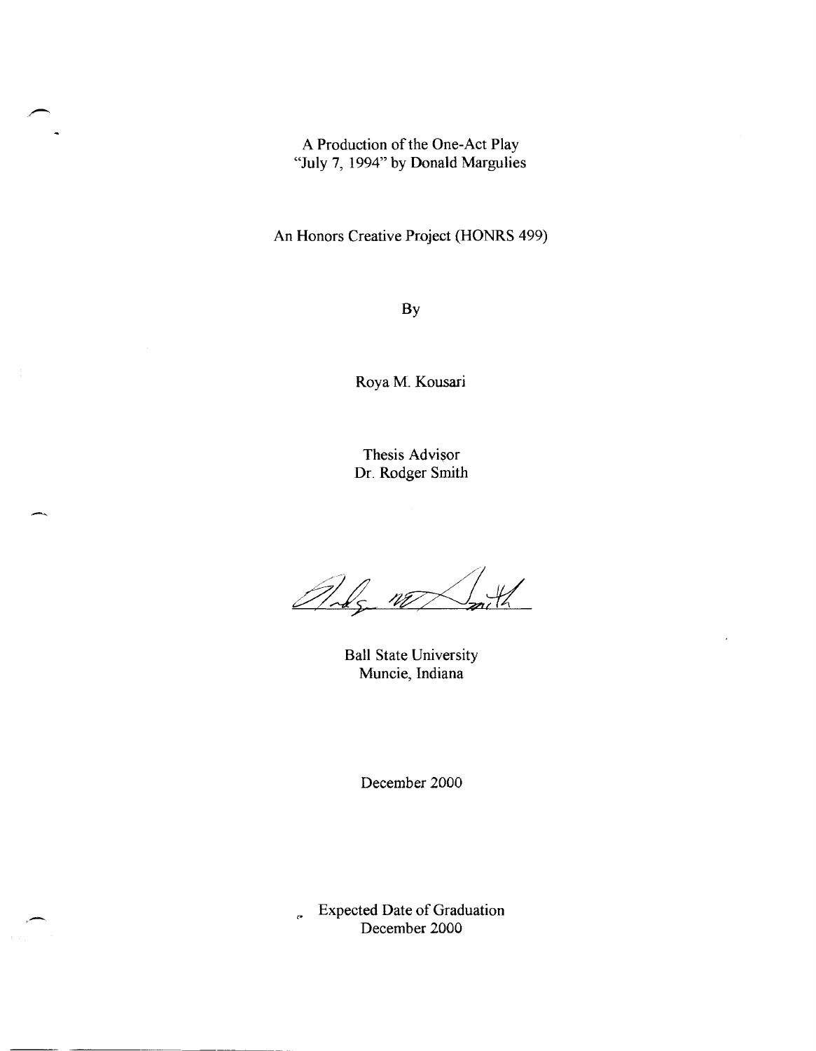A Production of the One-Act Play
"July 7, 1994" by Donald Margulies

An Honors Creative Project (HONRS 499)

By

Roya M. Kousari

Thesis Advisor
Dr. Rodger Smith

Ball State University
Muncie, Indiana

December 2000

Expected Date of Graduation
December 2000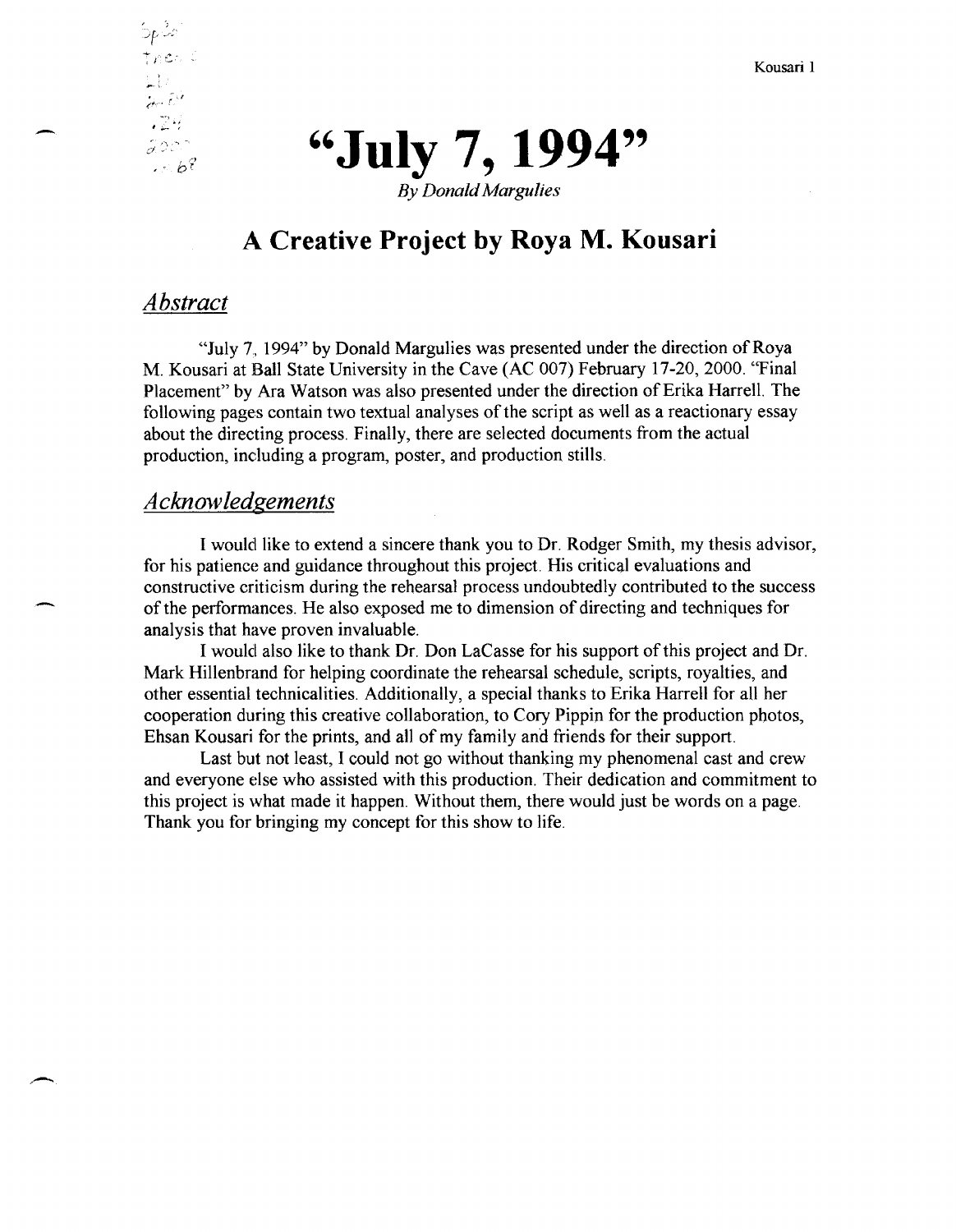# "July 7, 1994"

*By Donald Margulies*

## A Creative Project by Roya M. Kousari

### *Abstract*

"July 7, 1994" by Donald Margulies was presented under the direction of Roya M. Kousari at Ball State University in the Cave (AC 007) February 17-20, 2000. "Final Placement" by Ara Watson was also presented under the direction of Erika Harrell. The following pages contain two textual analyses of the script as well as a reactionary essay about the directing process. Finally, there are selected documents from the actual production, including a program, poster, and production stills.

### *Acknowledgements*

I would like to extend a sincere thank you to Dr. Rodger Smith, my thesis advisor, for his patience and guidance throughout this project. His critical evaluations and constructive criticism during the rehearsal process undoubtedly contributed to the success of the performances. He also exposed me to dimension of directing and techniques for analysis that have proven invaluable.

I would also like to thank Dr. Don LaCasse for his support of this project and Dr. Mark Hillenbrand for helping coordinate the rehearsal schedule, scripts, royalties, and other essential technicalities. Additionally, a special thanks to Erika Harrell for all her cooperation during this creative collaboration, to Cory Pippin for the production photos, Ehsan Kousari for the prints, and all of my family and friends for their support.

Last but not least, I could not go without thanking my phenomenal cast and crew and everyone else who assisted with this production. Their dedication and commitment to this project is what made it happen. Without them, there would just be words on a page. Thank you for bringing my concept for this show to life.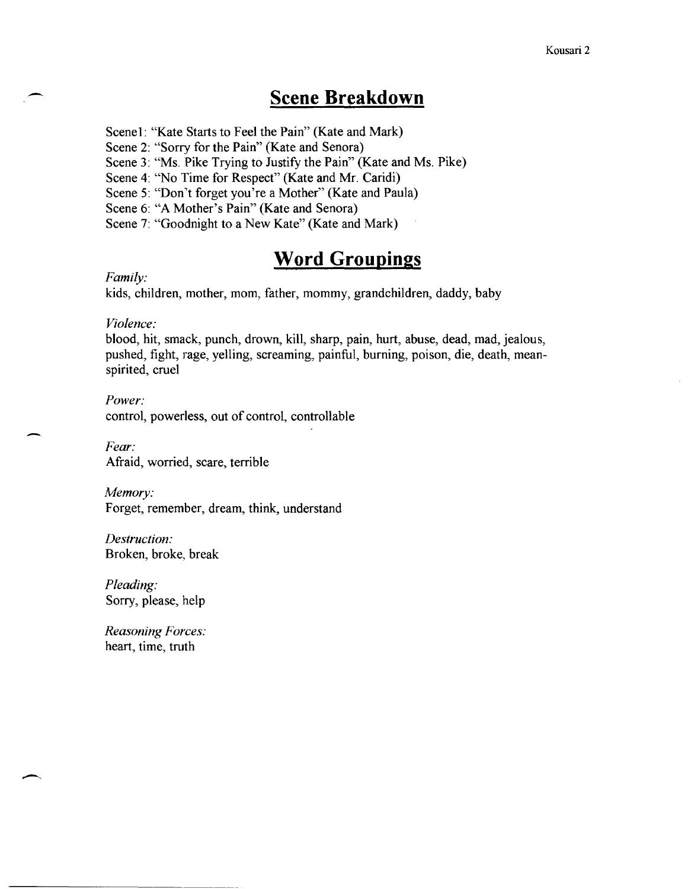## Scene Breakdown

Scene1: "Kate Starts to Feel the Pain" (Kate and Mark)
Scene 2: "Sorry for the Pain" (Kate and Senora)
Scene 3: "Ms. Pike Trying to Justify the Pain" (Kate and Ms. Pike)
Scene 4: "No Time for Respect" (Kate and Mr. Caridi)
Scene 5: "Don't forget you're a Mother" (Kate and Paula)
Scene 6: "A Mother's Pain" (Kate and Senora)
Scene 7: "Goodnight to a New Kate" (Kate and Mark)

## Word Groupings

*Family:*
kids, children, mother, mom, father, mommy, grandchildren, daddy, baby

*Violence:*
blood, hit, smack, punch, drown, kill, sharp, pain, hurt, abuse, dead, mad, jealous, pushed, fight, rage, yelling, screaming, painful, burning, poison, die, death, mean-spirited, cruel

*Power:*
control, powerless, out of control, controllable

*Fear:*
Afraid, worried, scare, terrible

*Memory:*
Forget, remember, dream, think, understand

*Destruction:*
Broken, broke, break

*Pleading:*
Sorry, please, help

*Reasoning Forces:*
heart, time, truth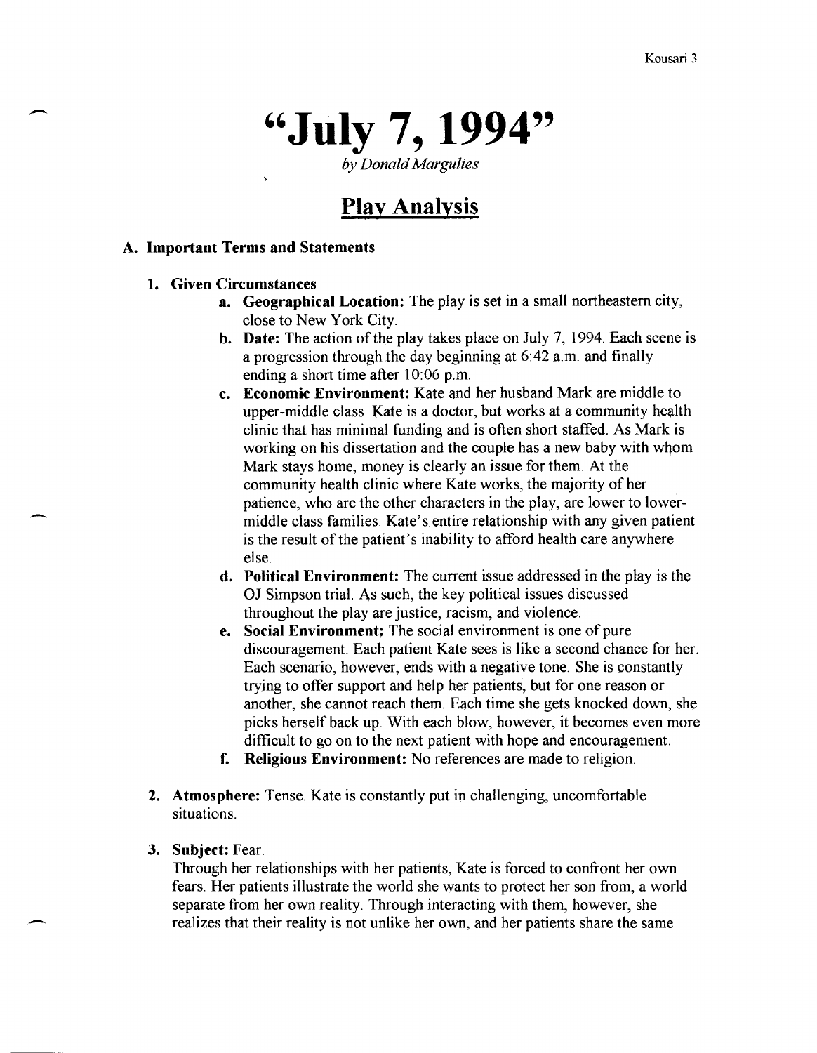# "July 7, 1994"

*by Donald Margulies*

## Play Analysis

### A. Important Terms and Statements

#### 1. Given Circumstances

a. **Geographical Location:** The play is set in a small northeastern city, close to New York City.

b. **Date:** The action of the play takes place on July 7, 1994. Each scene is a progression through the day beginning at 6:42 a.m. and finally ending a short time after 10:06 p.m.

c. **Economic Environment:** Kate and her husband Mark are middle to upper-middle class. Kate is a doctor, but works at a community health clinic that has minimal funding and is often short staffed. As Mark is working on his dissertation and the couple has a new baby with whom Mark stays home, money is clearly an issue for them. At the community health clinic where Kate works, the majority of her patience, who are the other characters in the play, are lower to lower-middle class families. Kate's entire relationship with any given patient is the result of the patient's inability to afford health care anywhere else.

d. **Political Environment:** The current issue addressed in the play is the OJ Simpson trial. As such, the key political issues discussed throughout the play are justice, racism, and violence.

e. **Social Environment:** The social environment is one of pure discouragement. Each patient Kate sees is like a second chance for her. Each scenario, however, ends with a negative tone. She is constantly trying to offer support and help her patients, but for one reason or another, she cannot reach them. Each time she gets knocked down, she picks herself back up. With each blow, however, it becomes even more difficult to go on to the next patient with hope and encouragement.

f. **Religious Environment:** No references are made to religion.

#### 2. Atmosphere:
Tense. Kate is constantly put in challenging, uncomfortable situations.

#### 3. Subject:
Fear.

Through her relationships with her patients, Kate is forced to confront her own fears. Her patients illustrate the world she wants to protect her son from, a world separate from her own reality. Through interacting with them, however, she realizes that their reality is not unlike her own, and her patients share the same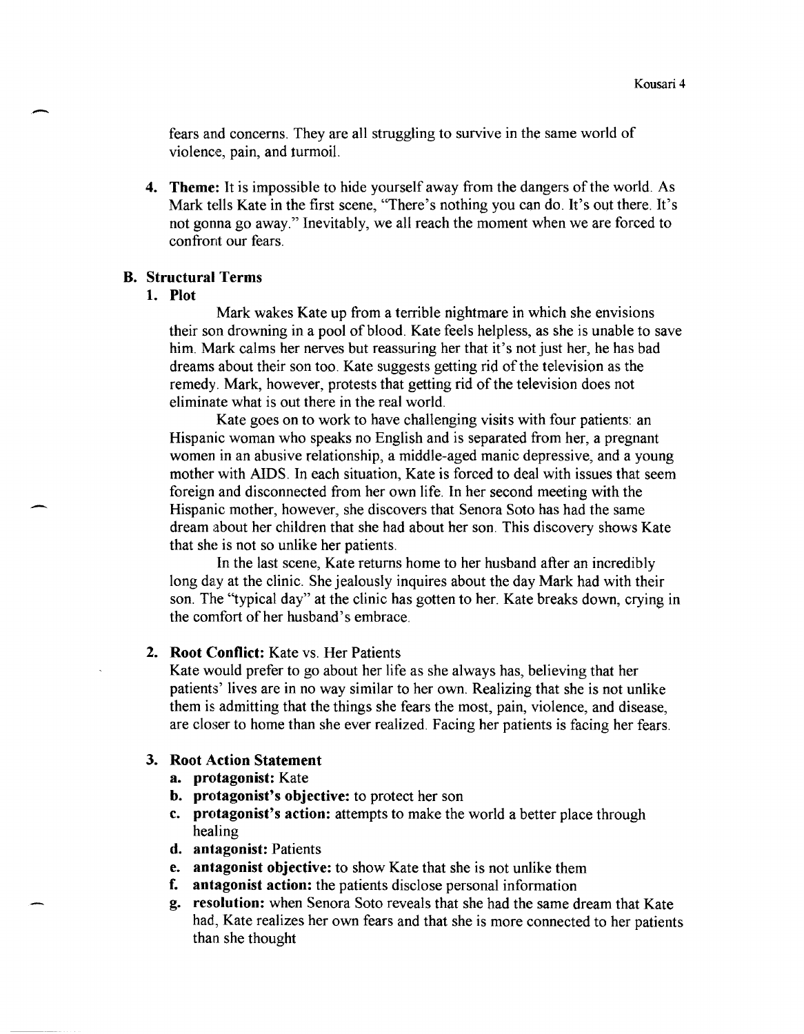fears and concerns. They are all struggling to survive in the same world of violence, pain, and turmoil.

4. **Theme:** It is impossible to hide yourself away from the dangers of the world. As Mark tells Kate in the first scene, "There's nothing you can do. It's out there. It's not gonna go away." Inevitably, we all reach the moment when we are forced to confront our fears.

### B. Structural Terms

#### 1. Plot

Mark wakes Kate up from a terrible nightmare in which she envisions their son drowning in a pool of blood. Kate feels helpless, as she is unable to save him. Mark calms her nerves but reassuring her that it's not just her, he has bad dreams about their son too. Kate suggests getting rid of the television as the remedy. Mark, however, protests that getting rid of the television does not eliminate what is out there in the real world.

Kate goes on to work to have challenging visits with four patients: an Hispanic woman who speaks no English and is separated from her, a pregnant women in an abusive relationship, a middle-aged manic depressive, and a young mother with AIDS. In each situation, Kate is forced to deal with issues that seem foreign and disconnected from her own life. In her second meeting with the Hispanic mother, however, she discovers that Senora Soto has had the same dream about her children that she had about her son. This discovery shows Kate that she is not so unlike her patients.

In the last scene, Kate returns home to her husband after an incredibly long day at the clinic. She jealously inquires about the day Mark had with their son. The "typical day" at the clinic has gotten to her. Kate breaks down, crying in the comfort of her husband's embrace.

#### 2. Root Conflict: Kate vs. Her Patients

Kate would prefer to go about her life as she always has, believing that her patients' lives are in no way similar to her own. Realizing that she is not unlike them is admitting that the things she fears the most, pain, violence, and disease, are closer to home than she ever realized. Facing her patients is facing her fears.

#### 3. Root Action Statement

- a. **protagonist:** Kate
- b. **protagonist's objective:** to protect her son
- c. **protagonist's action:** attempts to make the world a better place through healing
- d. **antagonist:** Patients
- e. **antagonist objective:** to show Kate that she is not unlike them
- f. **antagonist action:** the patients disclose personal information
- g. **resolution:** when Senora Soto reveals that she had the same dream that Kate had, Kate realizes her own fears and that she is more connected to her patients than she thought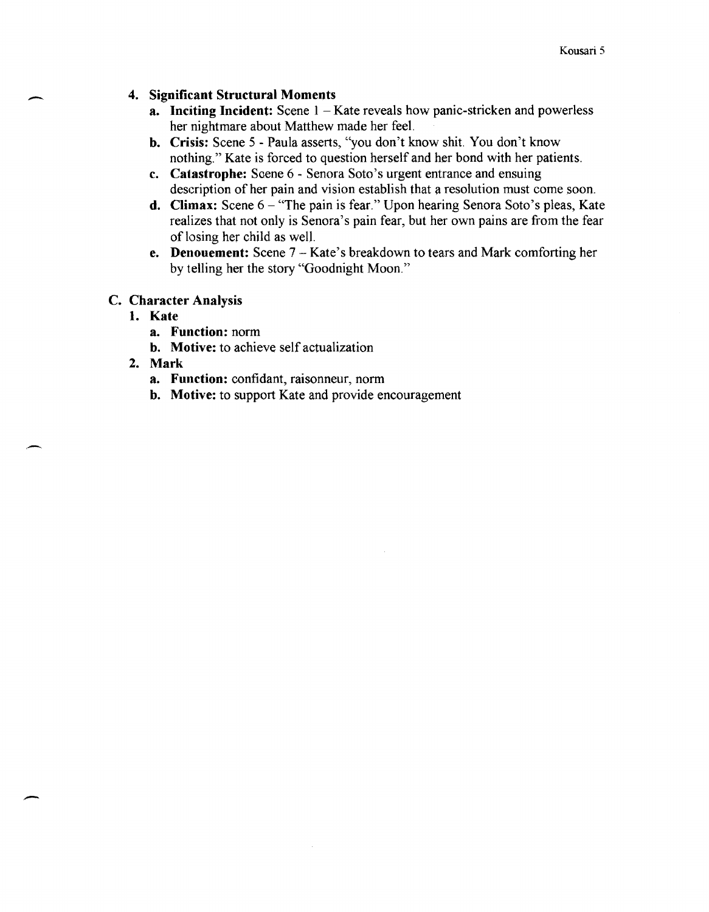4. **Significant Structural Moments**
    a. **Inciting Incident:** Scene 1 – Kate reveals how panic-stricken and powerless her nightmare about Matthew made her feel.
    b. **Crisis:** Scene 5 - Paula asserts, "you don't know shit. You don't know nothing." Kate is forced to question herself and her bond with her patients.
    c. **Catastrophe:** Scene 6 - Senora Soto's urgent entrance and ensuing description of her pain and vision establish that a resolution must come soon.
    d. **Climax:** Scene 6 – "The pain is fear." Upon hearing Senora Soto's pleas, Kate realizes that not only is Senora's pain fear, but her own pains are from the fear of losing her child as well.
    e. **Denouement:** Scene 7 – Kate's breakdown to tears and Mark comforting her by telling her the story "Goodnight Moon."

## C. Character Analysis

1. **Kate**
    a. **Function:** norm
    b. **Motive:** to achieve self actualization
2. **Mark**
    a. **Function:** confidant, raisonneur, norm
    b. **Motive:** to support Kate and provide encouragement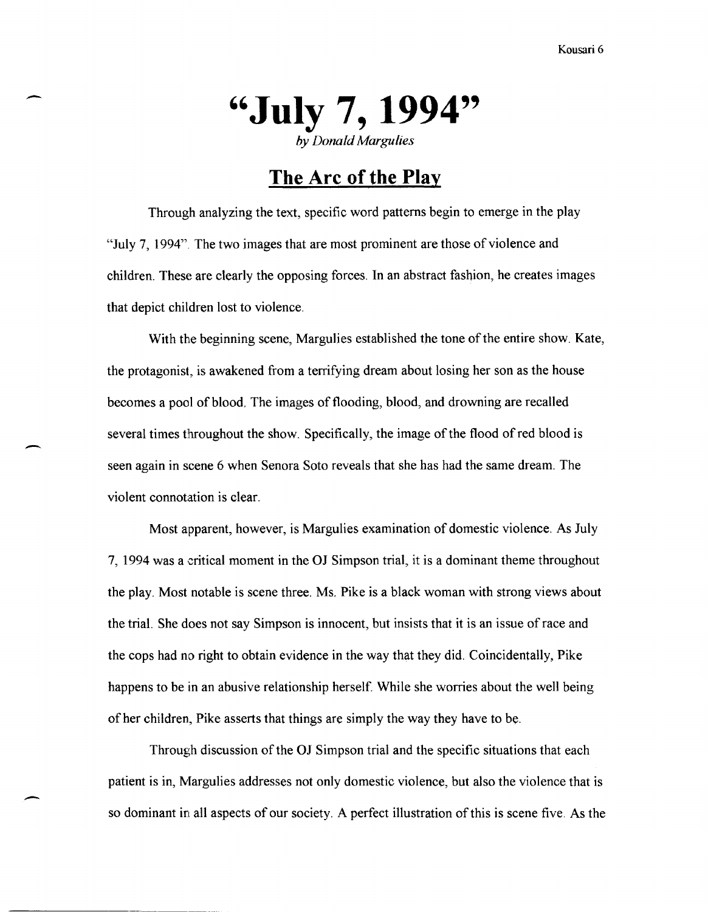# "July 7, 1994"

*by Donald Margulies*

## The Arc of the Play

Through analyzing the text, specific word patterns begin to emerge in the play "July 7, 1994". The two images that are most prominent are those of violence and children. These are clearly the opposing forces. In an abstract fashion, he creates images that depict children lost to violence.

With the beginning scene, Margulies established the tone of the entire show. Kate, the protagonist, is awakened from a terrifying dream about losing her son as the house becomes a pool of blood. The images of flooding, blood, and drowning are recalled several times throughout the show. Specifically, the image of the flood of red blood is seen again in scene 6 when Senora Soto reveals that she has had the same dream. The violent connotation is clear.

Most apparent, however, is Margulies examination of domestic violence. As July 7, 1994 was a critical moment in the OJ Simpson trial, it is a dominant theme throughout the play. Most notable is scene three. Ms. Pike is a black woman with strong views about the trial. She does not say Simpson is innocent, but insists that it is an issue of race and the cops had no right to obtain evidence in the way that they did. Coincidentally, Pike happens to be in an abusive relationship herself. While she worries about the well being of her children, Pike asserts that things are simply the way they have to be.

Through discussion of the OJ Simpson trial and the specific situations that each patient is in, Margulies addresses not only domestic violence, but also the violence that is so dominant in all aspects of our society. A perfect illustration of this is scene five. As the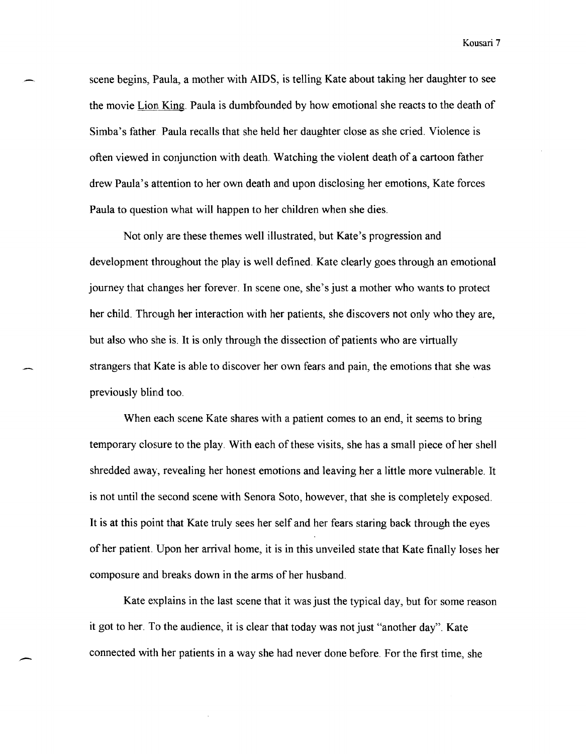scene begins, Paula, a mother with AIDS, is telling Kate about taking her daughter to see the movie Lion King. Paula is dumbfounded by how emotional she reacts to the death of Simba's father. Paula recalls that she held her daughter close as she cried. Violence is often viewed in conjunction with death. Watching the violent death of a cartoon father drew Paula's attention to her own death and upon disclosing her emotions, Kate forces Paula to question what will happen to her children when she dies.

Not only are these themes well illustrated, but Kate's progression and development throughout the play is well defined. Kate clearly goes through an emotional journey that changes her forever. In scene one, she's just a mother who wants to protect her child. Through her interaction with her patients, she discovers not only who they are, but also who she is. It is only through the dissection of patients who are virtually strangers that Kate is able to discover her own fears and pain, the emotions that she was previously blind too.

When each scene Kate shares with a patient comes to an end, it seems to bring temporary closure to the play. With each of these visits, she has a small piece of her shell shredded away, revealing her honest emotions and leaving her a little more vulnerable. It is not until the second scene with Senora Soto, however, that she is completely exposed. It is at this point that Kate truly sees her self and her fears staring back through the eyes of her patient. Upon her arrival home, it is in this unveiled state that Kate finally loses her composure and breaks down in the arms of her husband.

Kate explains in the last scene that it was just the typical day, but for some reason it got to her. To the audience, it is clear that today was not just "another day". Kate connected with her patients in a way she had never done before. For the first time, she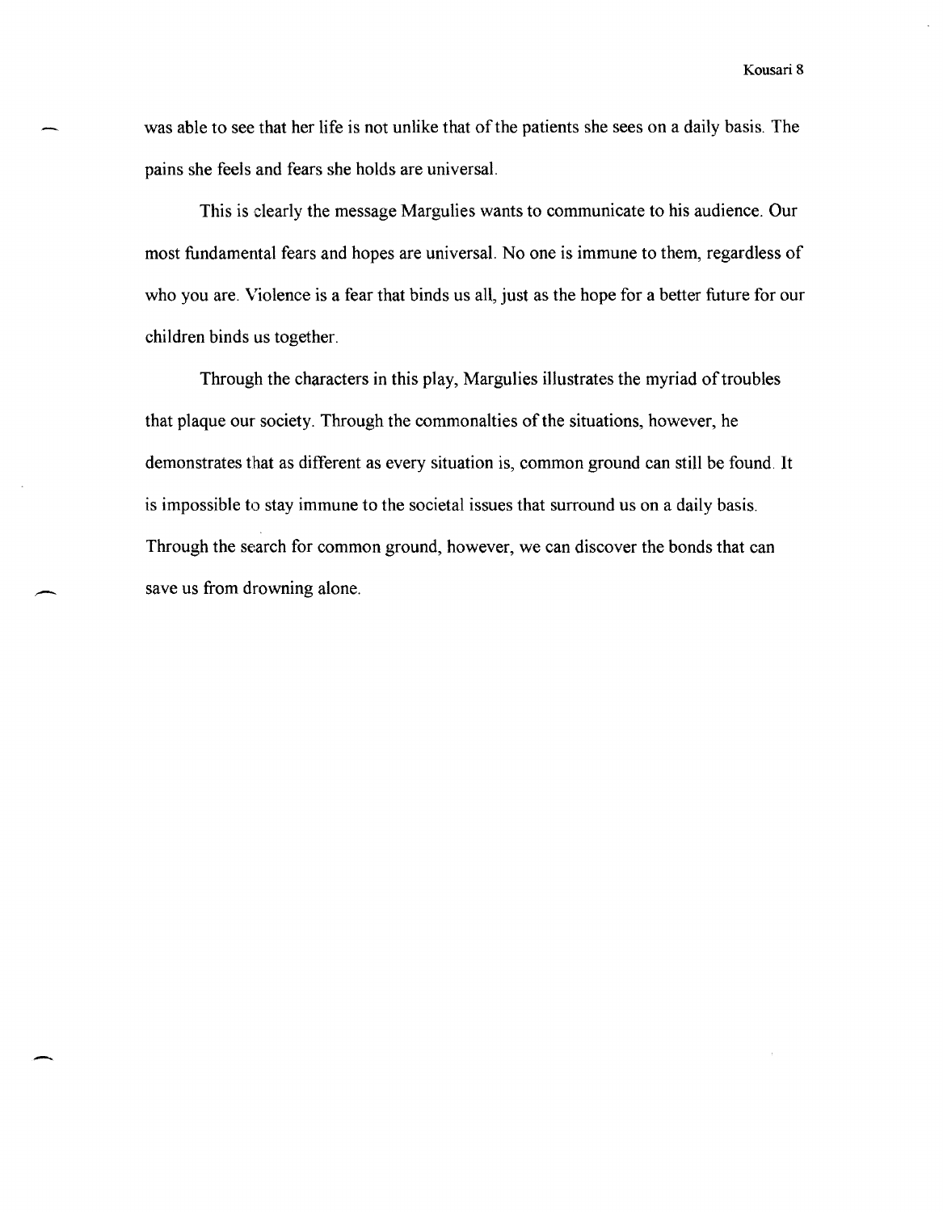was able to see that her life is not unlike that of the patients she sees on a daily basis. The pains she feels and fears she holds are universal.

This is clearly the message Margulies wants to communicate to his audience. Our most fundamental fears and hopes are universal. No one is immune to them, regardless of who you are. Violence is a fear that binds us all, just as the hope for a better future for our children binds us together.

Through the characters in this play, Margulies illustrates the myriad of troubles that plaque our society. Through the commonalties of the situations, however, he demonstrates that as different as every situation is, common ground can still be found. It is impossible to stay immune to the societal issues that surround us on a daily basis. Through the search for common ground, however, we can discover the bonds that can save us from drowning alone.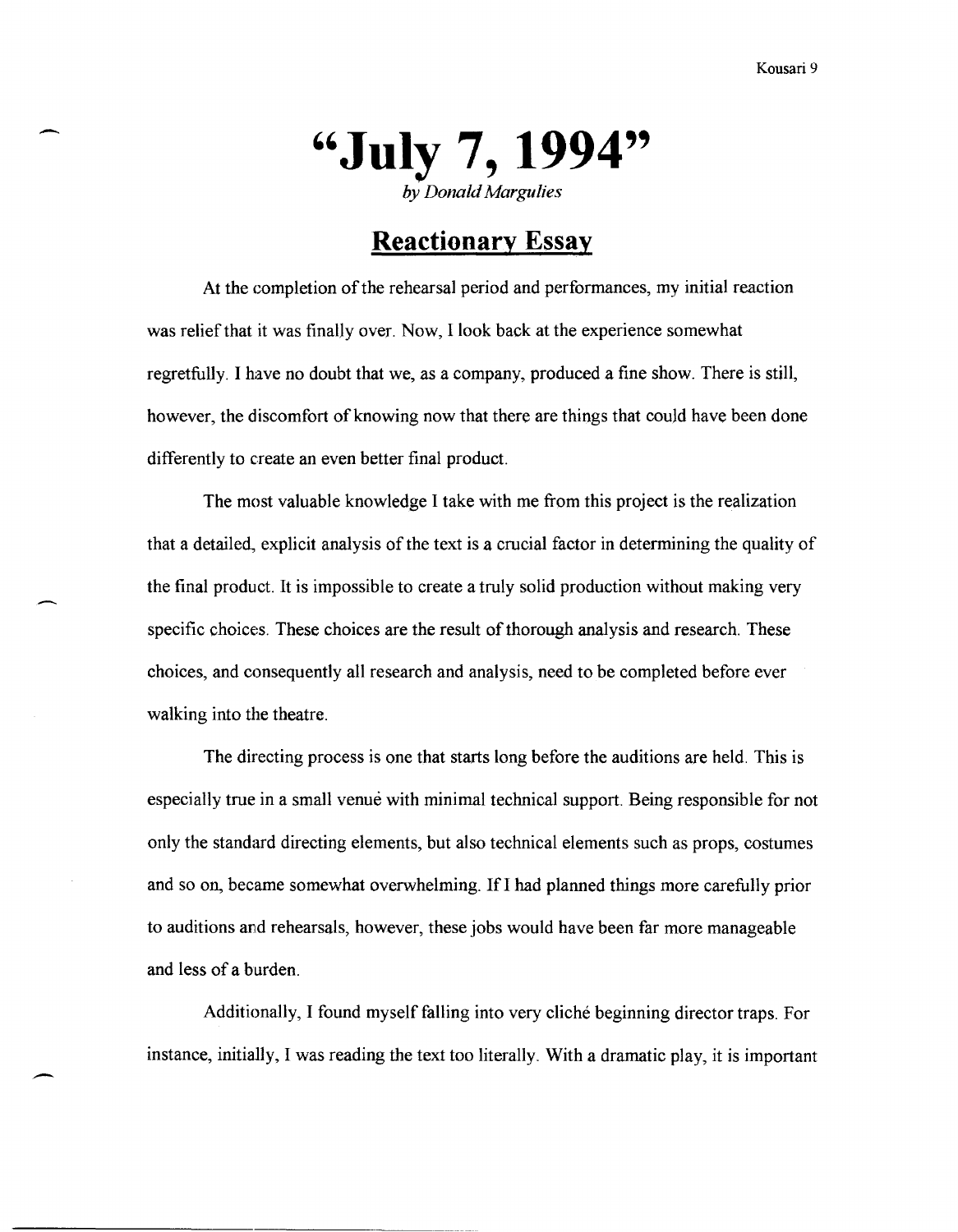# "July 7, 1994"

*by Donald Margulies*

## Reactionary Essay

At the completion of the rehearsal period and performances, my initial reaction was relief that it was finally over. Now, I look back at the experience somewhat regretfully. I have no doubt that we, as a company, produced a fine show. There is still, however, the discomfort of knowing now that there are things that could have been done differently to create an even better final product.

The most valuable knowledge I take with me from this project is the realization that a detailed, explicit analysis of the text is a crucial factor in determining the quality of the final product. It is impossible to create a truly solid production without making very specific choices. These choices are the result of thorough analysis and research. These choices, and consequently all research and analysis, need to be completed before ever walking into the theatre.

The directing process is one that starts long before the auditions are held. This is especially true in a small venuė with minimal technical support. Being responsible for not only the standard directing elements, but also technical elements such as props, costumes and so on, became somewhat overwhelming. If I had planned things more carefully prior to auditions and rehearsals, however, these jobs would have been far more manageable and less of a burden.

Additionally, I found myself falling into very cliché beginning director traps. For instance, initially, I was reading the text too literally. With a dramatic play, it is important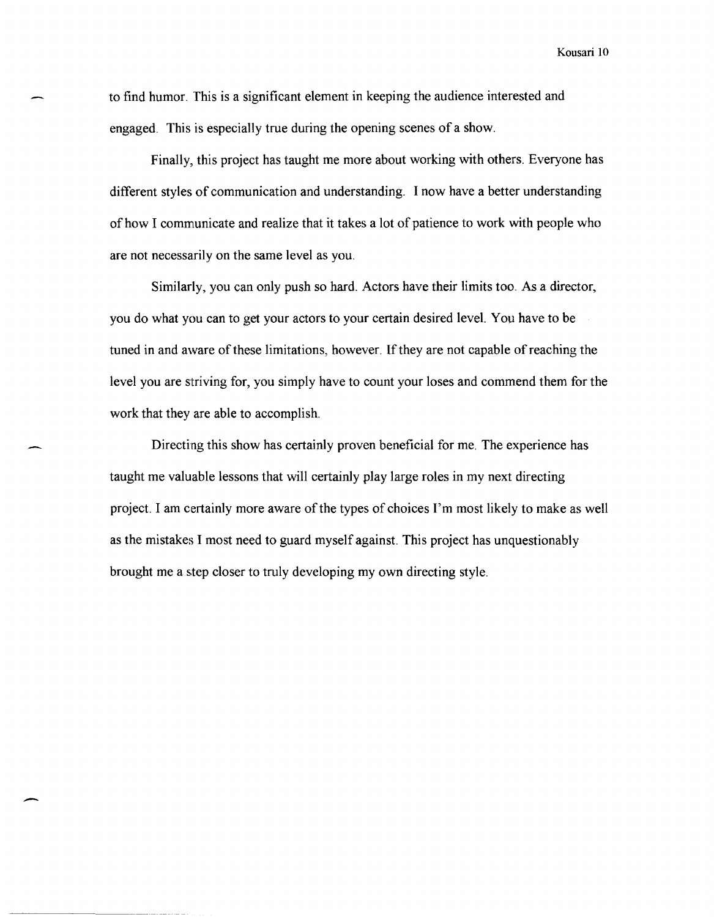to find humor. This is a significant element in keeping the audience interested and engaged. This is especially true during the opening scenes of a show.

Finally, this project has taught me more about working with others. Everyone has different styles of communication and understanding. I now have a better understanding of how I communicate and realize that it takes a lot of patience to work with people who are not necessarily on the same level as you.

Similarly, you can only push so hard. Actors have their limits too. As a director, you do what you can to get your actors to your certain desired level. You have to be tuned in and aware of these limitations, however. If they are not capable of reaching the level you are striving for, you simply have to count your loses and commend them for the work that they are able to accomplish.

Directing this show has certainly proven beneficial for me. The experience has taught me valuable lessons that will certainly play large roles in my next directing project. I am certainly more aware of the types of choices I'm most likely to make as well as the mistakes I most need to guard myself against. This project has unquestionably brought me a step closer to truly developing my own directing style.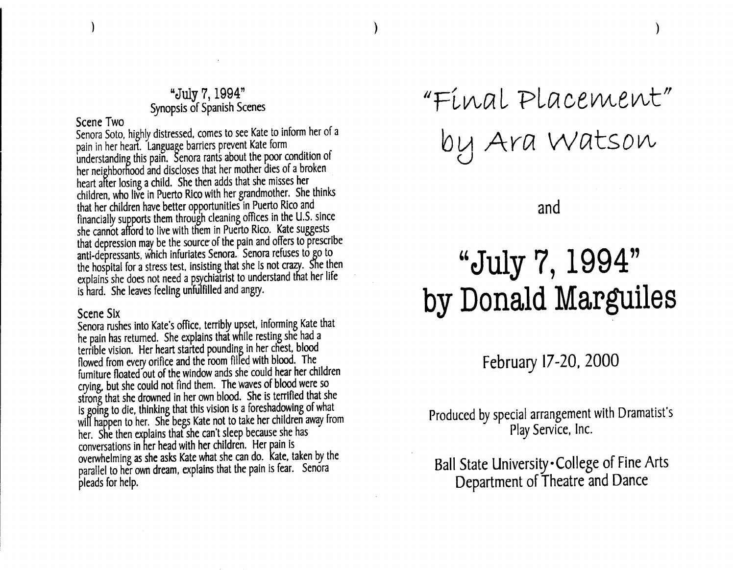## "July 7, 1994"
### Synopsis of Spanish Scenes

**Scene Two**

Senora Soto, highly distressed, comes to see Kate to inform her of a pain in her heart. Language barriers prevent Kate form understanding this pain. Senora rants about the poor condition of her neighborhood and discloses that her mother dies of a broken heart after losing a child. She then adds that she misses her children, who live in Puerto Rico with her grandmother. She thinks that her children have better opportunities in Puerto Rico and financially supports them through cleaning offices in the U.S. since she cannot afford to live with them in Puerto Rico. Kate suggests that depression may be the source of the pain and offers to prescribe anti-depressants, which infuriates Senora. Senora refuses to go to the hospital for a stress test, insisting that she is not crazy. She then explains she does not need a psychiatrist to understand that her life is hard. She leaves feeling unfulfilled and angry.

**Scene Six**

Senora rushes into Kate's office, terribly upset, informing Kate that he pain has returned. She explains that while resting she had a terrible vision. Her heart started pounding in her chest, blood flowed from every orifice and the room filled with blood. The furniture floated out of the window ands she could hear her children crying, but she could not find them. The waves of blood were so strong that she drowned in her own blood. She is terrified that she is going to die, thinking that this vision is a foreshadowing of what will happen to her. She begs Kate not to take her children away from her. She then explains that she can't sleep because she has conversations in her head with her children. Her pain is overwhelming as she asks Kate what she can do. Kate, taken by the parallel to her own dream, explains that the pain is fear. Senora pleads for help.

# "Final Placement" by Ara Watson

and

# "July 7, 1994" by Donald Marguiles

February 17-20, 2000

Produced by special arrangement with Dramatist's Play Service, Inc.

Ball State University • College of Fine Arts
Department of Theatre and Dance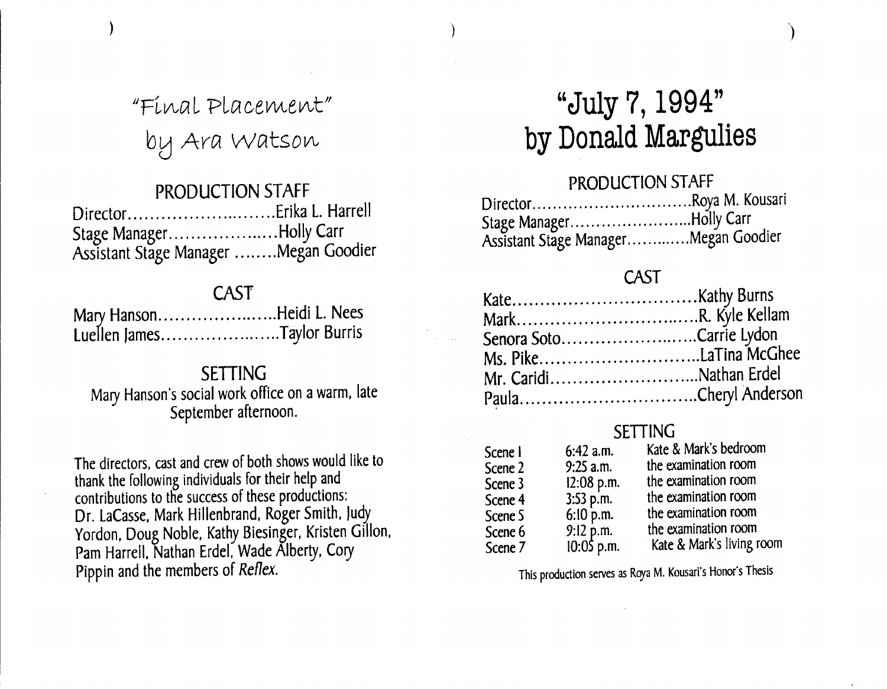# "Final Placement"
# by Ara Watson

## PRODUCTION STAFF

Director..........................Erika L. Harrell
Stage Manager...................Holly Carr
Assistant Stage Manager ........Megan Goodier

## CAST

Mary Hanson......................Heidi L. Nees
Luellen James......................Taylor Burris

## SETTING

Mary Hanson's social work office on a warm, late September afternoon.

The directors, cast and crew of both shows would like to thank the following individuals for their help and contributions to the success of these productions: Dr. LaCasse, Mark Hillenbrand, Roger Smith, Judy Yordon, Doug Noble, Kathy Biesinger, Kristen Gillon, Pam Harrell, Nathan Erdel, Wade Alberty, Cory Pippin and the members of *Reflex*.

# "July 7, 1994"
# by Donald Margulies

## PRODUCTION STAFF

Director..............................Roya M. Kousari
Stage Manager.......................Holly Carr
Assistant Stage Manager...........Megan Goodier

## CAST

Kate.................................Kathy Burns
Mark.................................R. Kyle Kellam
Senora Soto.........................Carrie Lydon
Ms. Pike.............................LaTina McGhee
Mr. Caridi...........................Nathan Erdel
Paula................................Cheryl Anderson

## SETTING

| | | |
|---|---|---|
| Scene 1 | 6:42 a.m. | Kate & Mark's bedroom |
| Scene 2 | 9:25 a.m. | the examination room |
| Scene 3 | 12:08 p.m. | the examination room |
| Scene 4 | 3:53 p.m. | the examination room |
| Scene 5 | 6:10 p.m. | the examination room |
| Scene 6 | 9:12 p.m. | the examination room |
| Scene 7 | 10:05 p.m. | Kate & Mark's living room |

This production serves as Roya M. Kousari's Honor's Thesis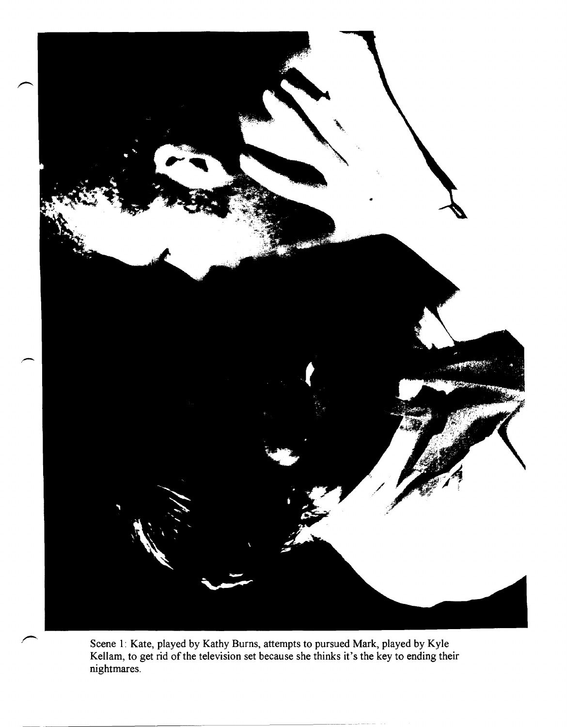Scene 1: Kate, played by Kathy Burns, attempts to pursued Mark, played by Kyle Kellam, to get rid of the television set because she thinks it's the key to ending their nightmares.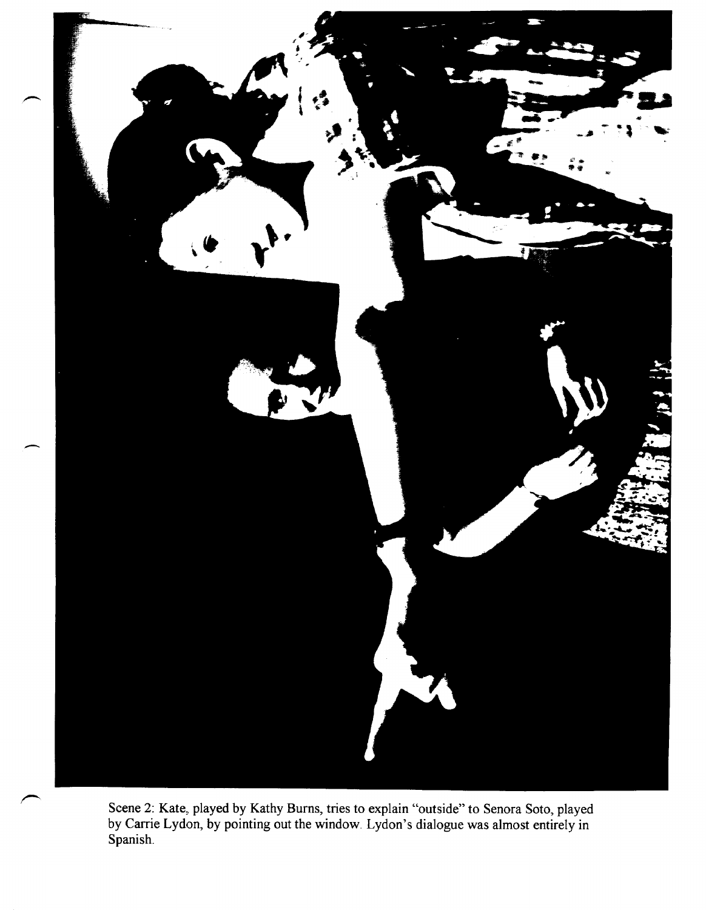Scene 2: Kate, played by Kathy Burns, tries to explain "outside" to Senora Soto, played by Carrie Lydon, by pointing out the window. Lydon's dialogue was almost entirely in Spanish.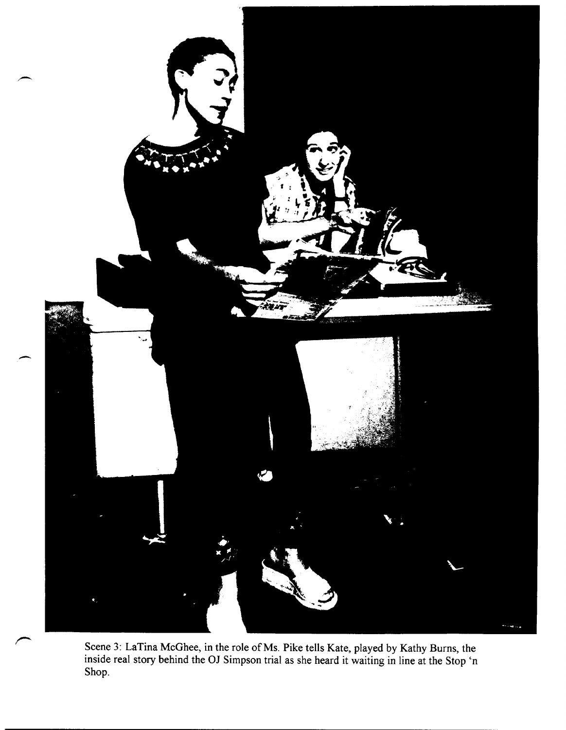Scene 3: LaTina McGhee, in the role of Ms. Pike tells Kate, played by Kathy Burns, the inside real story behind the OJ Simpson trial as she heard it waiting in line at the Stop 'n Shop.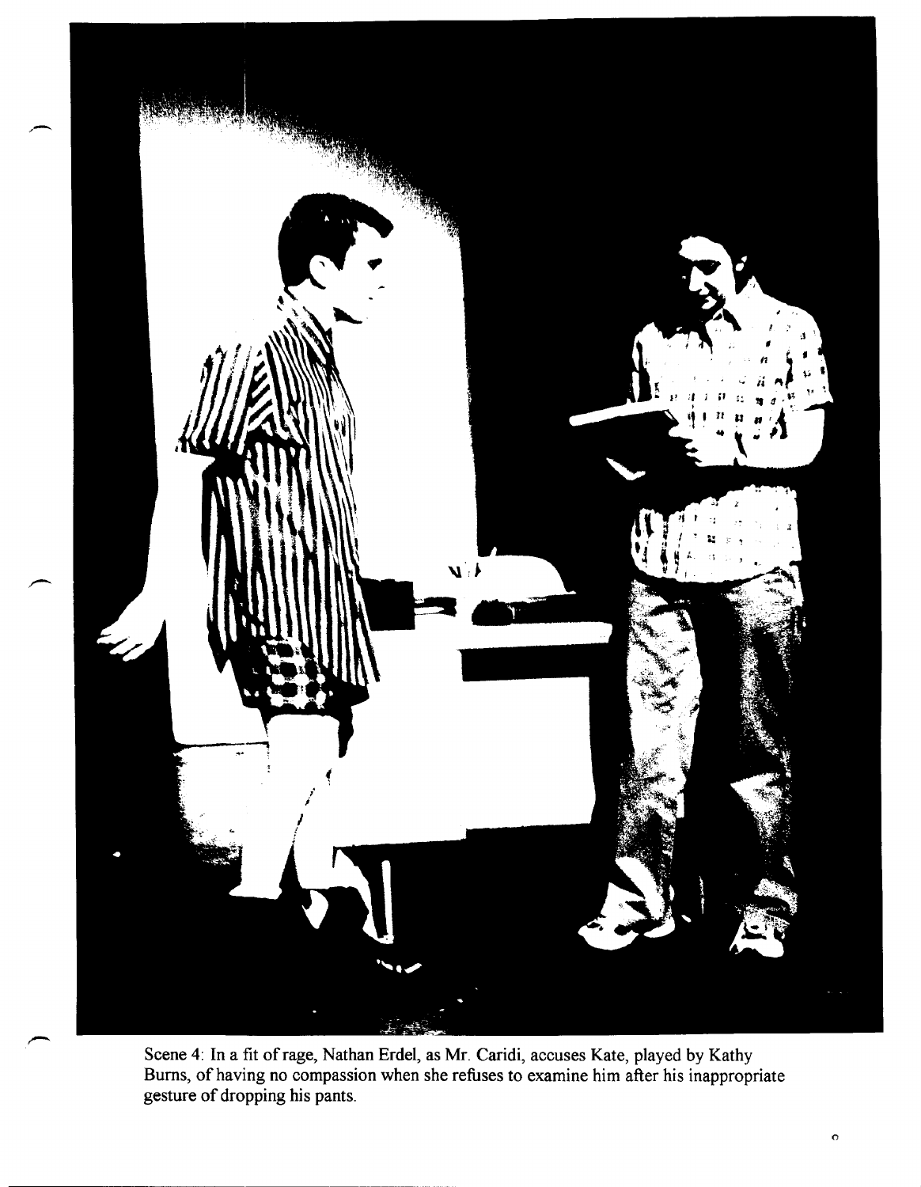Scene 4: In a fit of rage, Nathan Erdel, as Mr. Caridi, accuses Kate, played by Kathy Burns, of having no compassion when she refuses to examine him after his inappropriate gesture of dropping his pants.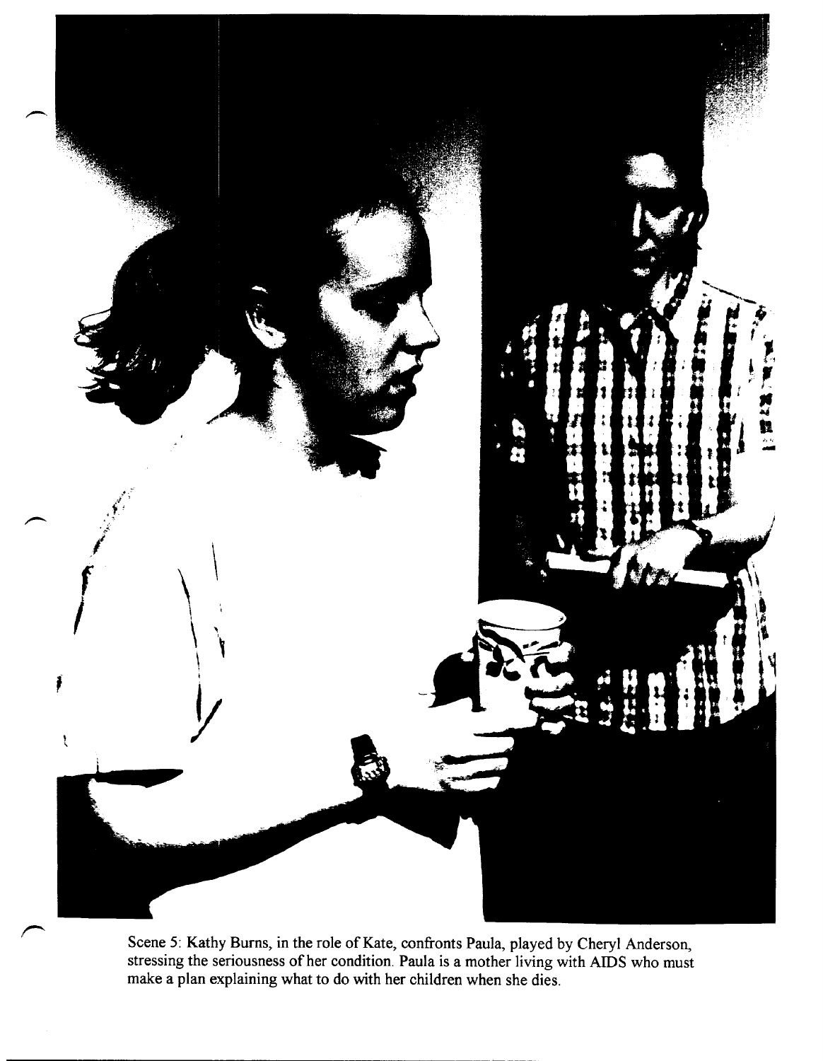Scene 5: Kathy Burns, in the role of Kate, confronts Paula, played by Cheryl Anderson, stressing the seriousness of her condition. Paula is a mother living with AIDS who must make a plan explaining what to do with her children when she dies.